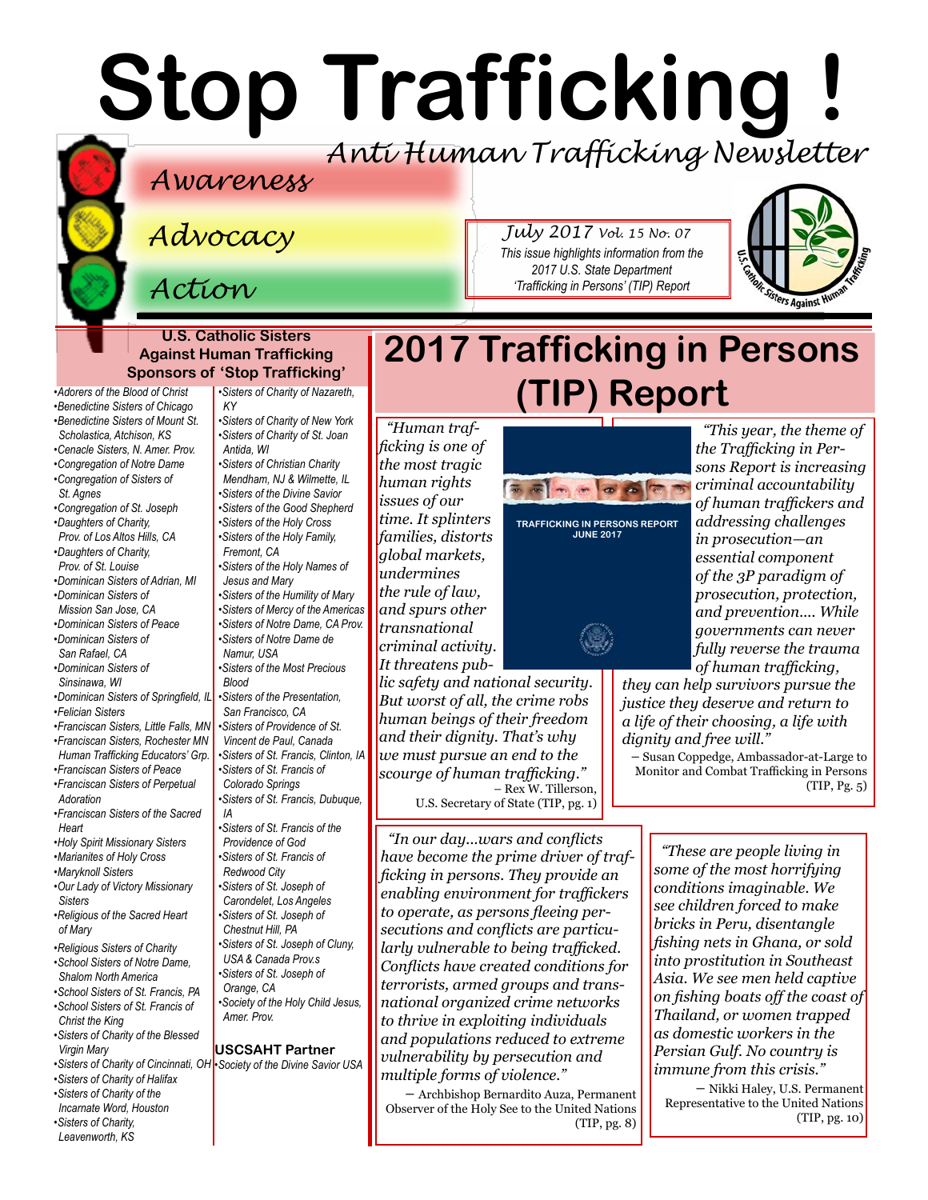# Stop Trafficking !

*Anti Human Trafficking Newsletter*

*Awareness*

*Advocacy*

*Action*

*July 2017 Vol. 15 No. 07*

*This issue highlights information from the 2017 U.S. State Department 'Trafficking in Persons' (TIP) Report*

### U.S. Catholic Sisters Against Human Trafficking Sponsors of 'Stop Trafficking'

- Adorers of the Blood of Christ
- Benedictine Sisters of Chicago
- Benedictine Sisters of Mount St. Scholastica, Atchison, KS
- Cenacle Sisters, N. Amer. Prov.
- Congregation of Notre Dame
- Congregation of Sisters of St. Agnes
- Congregation of St. Joseph
- Daughters of Charity, Prov. of Los Altos Hills, CA
- Daughters of Charity, Prov. of St. Louise
- Dominican Sisters of Adrian, MI
- Dominican Sisters of Mission San Jose, CA
- Dominican Sisters of Peace
- Dominican Sisters of San Rafael, CA
- Dominican Sisters of Sinsinawa, WI
- Dominican Sisters of Springfield, IL
- Felician Sisters
- Franciscan Sisters, Little Falls, MN
- Franciscan Sisters, Rochester MN Human Trafficking Educators' Grp.
- Franciscan Sisters of Peace
- Franciscan Sisters of Perpetual Adoration
- Franciscan Sisters of the Sacred Heart
- Holy Spirit Missionary Sisters
- Marianites of Holy Cross
- Maryknoll Sisters
- Our Lady of Victory Missionary Sisters
- Religious of the Sacred Heart of Mary
- Religious Sisters of Charity
- School Sisters of Notre Dame, Shalom North America
- School Sisters of St. Francis, PA
- School Sisters of St. Francis of Christ the King
- Sisters of Charity of the Blessed Virgin Mary
- Sisters of Charity of Cincinnati, OH
- Sisters of Charity of Halifax
- Sisters of Charity of the Incarnate Word, Houston
- Sisters of Charity, Leavenworth, KS
- Sisters of Charity of Nazareth, KY
- Sisters of Charity of New York
- Sisters of Charity of St. Joan Antida, WI
- Sisters of Christian Charity Mendham, NJ & Wilmette, IL
- Sisters of the Divine Savior
- Sisters of the Good Shepherd
- Sisters of the Holy Cross
- Sisters of the Holy Family, Fremont, CA
- Sisters of the Holy Names of Jesus and Mary
- Sisters of the Humility of Mary
- Sisters of Mercy of the Americas
- Sisters of Notre Dame, CA Prov.
- Sisters of Notre Dame de Namur, USA
- Sisters of the Most Precious Blood
- Sisters of the Presentation, San Francisco, CA
- Sisters of Providence of St. Vincent de Paul, Canada
- Sisters of St. Francis, Clinton, IA
- Sisters of St. Francis of Colorado Springs
- Sisters of St. Francis, Dubuque, IA
- Sisters of St. Francis of the Providence of God
- Sisters of St. Francis of Redwood City
- Sisters of St. Joseph of Carondelet, Los Angeles
- Sisters of St. Joseph of Chestnut Hill, PA
- Sisters of St. Joseph of Cluny, USA & Canada Prov.s
- Sisters of St. Joseph of Orange, CA
- Society of the Holy Child Jesus, Amer. Prov.

**USCSAHT Partner**

- Society of the Divine Savior USA

# 2017 Trafficking in Persons (TIP) Report

*"Human trafficking is one of the most tragic human rights issues of our time. It splinters families, distorts global markets, undermines the rule of law, and spurs other transnational criminal activity. It threatens public safety and national security. But worst of all, the crime robs human beings of their freedom and their dignity. That's why we must pursue an end to the scourge of human trafficking."*

– Rex W. Tillerson, U.S. Secretary of State (TIP, pg. 1)

TRAFFICKING IN PERSONS REPORT JUNE 2017

*"This year, the theme of the Trafficking in Persons Report is increasing criminal accountability of human traffickers and addressing challenges in prosecution—an essential component of the 3P paradigm of prosecution, protection, and prevention.... While governments can never fully reverse the trauma of human trafficking, they can help survivors pursue the justice they deserve and return to a life of their choosing, a life with dignity and free will."*

– Susan Coppedge, Ambassador-at-Large to Monitor and Combat Trafficking in Persons (TIP, Pg. 5)

*"In our day...wars and conflicts have become the prime driver of trafficking in persons. They provide an enabling environment for traffickers to operate, as persons fleeing persecutions and conflicts are particularly vulnerable to being trafficked. Conflicts have created conditions for terrorists, armed groups and transnational organized crime networks to thrive in exploiting individuals and populations reduced to extreme vulnerability by persecution and multiple forms of violence."*

– Archbishop Bernardito Auza, Permanent Observer of the Holy See to the United Nations (TIP, pg. 8)

*"These are people living in some of the most horrifying conditions imaginable. We see children forced to make bricks in Peru, disentangle fishing nets in Ghana, or sold into prostitution in Southeast Asia. We see men held captive on fishing boats off the coast of Thailand, or women trapped as domestic workers in the Persian Gulf. No country is immune from this crisis."*

– Nikki Haley, U.S. Permanent Representative to the United Nations (TIP, pg. 10)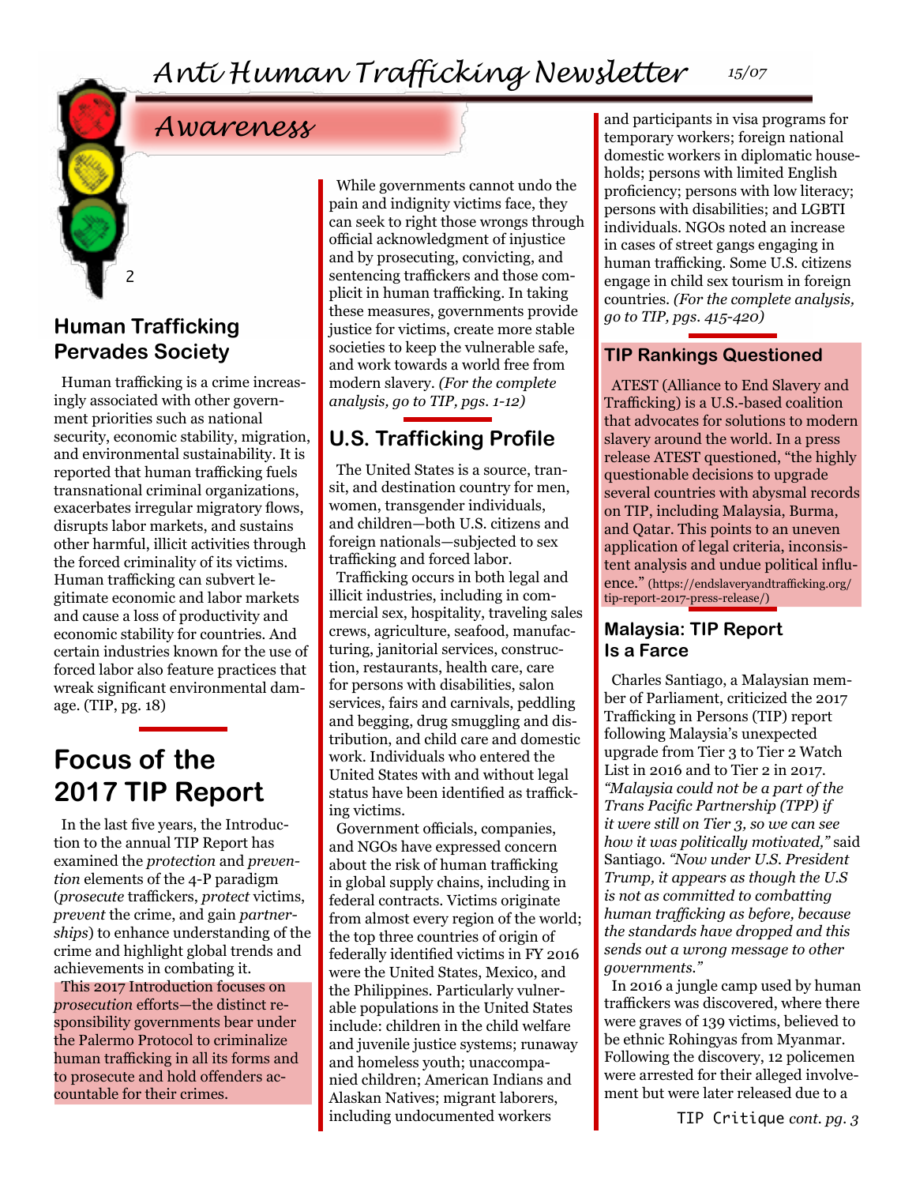## Awareness

### Human Trafficking Pervades Society

Human trafficking is a crime increasingly associated with other government priorities such as national security, economic stability, migration, and environmental sustainability. It is reported that human trafficking fuels transnational criminal organizations, exacerbates irregular migratory flows, disrupts labor markets, and sustains other harmful, illicit activities through the forced criminality of its victims. Human trafficking can subvert legitimate economic and labor markets and cause a loss of productivity and economic stability for countries. And certain industries known for the use of forced labor also feature practices that wreak significant environmental damage. (TIP, pg. 18)

## Focus of the 2017 TIP Report

In the last five years, the Introduction to the annual TIP Report has examined the *protection* and *prevention* elements of the 4-P paradigm (*prosecute* traffickers, *protect* victims, *prevent* the crime, and gain *partnerships*) to enhance understanding of the crime and highlight global trends and achievements in combating it.

This 2017 Introduction focuses on *prosecution* efforts—the distinct responsibility governments bear under the Palermo Protocol to criminalize human trafficking in all its forms and to prosecute and hold offenders accountable for their crimes.

While governments cannot undo the pain and indignity victims face, they can seek to right those wrongs through official acknowledgment of injustice and by prosecuting, convicting, and sentencing traffickers and those complicit in human trafficking. In taking these measures, governments provide justice for victims, create more stable societies to keep the vulnerable safe, and work towards a world free from modern slavery. *(For the complete analysis, go to TIP, pgs. 1-12)*

### U.S. Trafficking Profile

The United States is a source, transit, and destination country for men, women, transgender individuals, and children—both U.S. citizens and foreign nationals—subjected to sex trafficking and forced labor.

Trafficking occurs in both legal and illicit industries, including in commercial sex, hospitality, traveling sales crews, agriculture, seafood, manufacturing, janitorial services, construction, restaurants, health care, care for persons with disabilities, salon services, fairs and carnivals, peddling and begging, drug smuggling and distribution, and child care and domestic work. Individuals who entered the United States with and without legal status have been identified as trafficking victims.

Government officials, companies, and NGOs have expressed concern about the risk of human trafficking in global supply chains, including in federal contracts. Victims originate from almost every region of the world; the top three countries of origin of federally identified victims in FY 2016 were the United States, Mexico, and the Philippines. Particularly vulnerable populations in the United States include: children in the child welfare and juvenile justice systems; runaway and homeless youth; unaccompanied children; American Indians and Alaskan Natives; migrant laborers, including undocumented workers and participants in visa programs for temporary workers; foreign national domestic workers in diplomatic households; persons with limited English proficiency; persons with low literacy; persons with disabilities; and LGBTI individuals. NGOs noted an increase in cases of street gangs engaging in human trafficking. Some U.S. citizens engage in child sex tourism in foreign countries. *(For the complete analysis, go to TIP, pgs. 415-420)*

### TIP Rankings Questioned

ATEST (Alliance to End Slavery and Trafficking) is a U.S.-based coalition that advocates for solutions to modern slavery around the world. In a press release ATEST questioned, "the highly questionable decisions to upgrade several countries with abysmal records on TIP, including Malaysia, Burma, and Qatar. This points to an uneven application of legal criteria, inconsistent analysis and undue political influence." (https://endslaveryandtrafficking.org/tip-report-2017-press-release/)

### Malaysia: TIP Report Is a Farce

Charles Santiago, a Malaysian member of Parliament, criticized the 2017 Trafficking in Persons (TIP) report following Malaysia's unexpected upgrade from Tier 3 to Tier 2 Watch List in 2016 and to Tier 2 in 2017. *"Malaysia could not be a part of the Trans Pacific Partnership (TPP) if it were still on Tier 3, so we can see how it was politically motivated,"* said Santiago. *"Now under U.S. President Trump, it appears as though the U.S is not as committed to combatting human trafficking as before, because the standards have dropped and this sends out a wrong message to other governments."*

In 2016 a jungle camp used by human traffickers was discovered, where there were graves of 139 victims, believed to be ethnic Rohingyas from Myanmar. Following the discovery, 12 policemen were arrested for their alleged involvement but were later released due to a

TIP Critique *cont. pg. 3*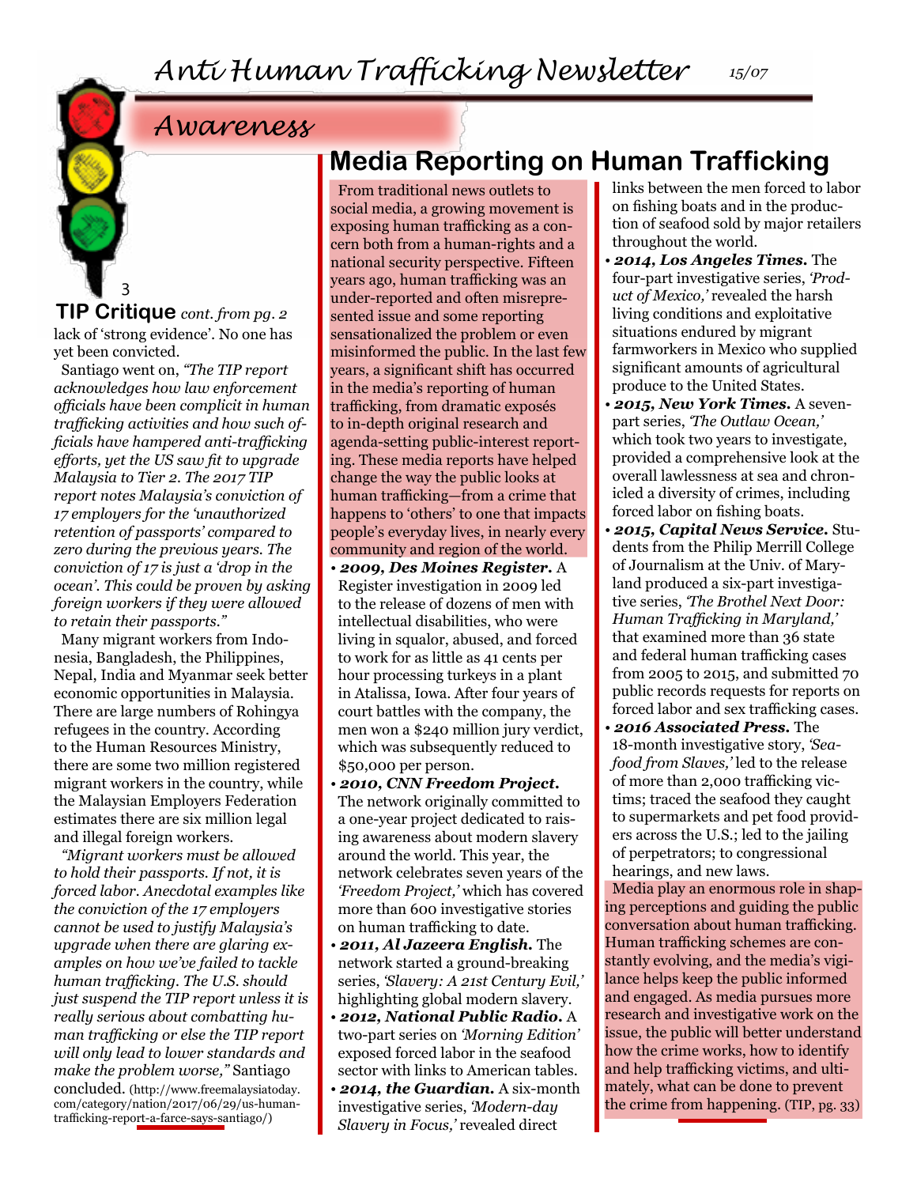## Awareness

### TIP Critique *cont. from pg. 2*

lack of 'strong evidence'. No one has yet been convicted.

Santiago went on, *"The TIP report acknowledges how law enforcement officials have been complicit in human trafficking activities and how such officials have hampered anti-trafficking efforts, yet the US saw fit to upgrade Malaysia to Tier 2. The 2017 TIP report notes Malaysia's conviction of 17 employers for the 'unauthorized retention of passports' compared to zero during the previous years. The conviction of 17 is just a 'drop in the ocean'. This could be proven by asking foreign workers if they were allowed to retain their passports."*

Many migrant workers from Indonesia, Bangladesh, the Philippines, Nepal, India and Myanmar seek better economic opportunities in Malaysia. There are large numbers of Rohingya refugees in the country. According to the Human Resources Ministry, there are some two million registered migrant workers in the country, while the Malaysian Employers Federation estimates there are six million legal and illegal foreign workers.

*"Migrant workers must be allowed to hold their passports. If not, it is forced labor. Anecdotal examples like the conviction of the 17 employers cannot be used to justify Malaysia's upgrade when there are glaring examples on how we've failed to tackle human trafficking. The U.S. should just suspend the TIP report unless it is really serious about combatting human trafficking or else the TIP report will only lead to lower standards and make the problem worse,"* Santiago concluded. (http://www.freemalaysiatoday.com/category/nation/2017/06/29/us-human-trafficking-report-a-farce-says-santiago/)

## Media Reporting on Human Trafficking

From traditional news outlets to social media, a growing movement is exposing human trafficking as a concern both from a human-rights and a national security perspective. Fifteen years ago, human trafficking was an under-reported and often misrepresented issue and some reporting sensationalized the problem or even misinformed the public. In the last few years, a significant shift has occurred in the media's reporting of human trafficking, from dramatic exposés to in-depth original research and agenda-setting public-interest reporting. These media reports have helped change the way the public looks at human trafficking—from a crime that happens to 'others' to one that impacts people's everyday lives, in nearly every community and region of the world.

- ***2009, Des Moines Register.*** A Register investigation in 2009 led to the release of dozens of men with intellectual disabilities, who were living in squalor, abused, and forced to work for as little as 41 cents per hour processing turkeys in a plant in Atalissa, Iowa. After four years of court battles with the company, the men won a $240 million jury verdict, which was subsequently reduced to $50,000 per person.
- ***2010, CNN Freedom Project.*** The network originally committed to a one-year project dedicated to raising awareness about modern slavery around the world. This year, the network celebrates seven years of the *'Freedom Project,'* which has covered more than 600 investigative stories on human trafficking to date.
- ***2011, Al Jazeera English.*** The network started a ground-breaking series, *'Slavery: A 21st Century Evil,'* highlighting global modern slavery.
- ***2012, National Public Radio.*** A two-part series on *'Morning Edition'* exposed forced labor in the seafood sector with links to American tables.
- ***2014, the Guardian.*** A six-month investigative series, *'Modern-day Slavery in Focus,'* revealed direct links between the men forced to labor on fishing boats and in the production of seafood sold by major retailers throughout the world.
- ***2014, Los Angeles Times.*** The four-part investigative series, *'Product of Mexico,'* revealed the harsh living conditions and exploitative situations endured by migrant farmworkers in Mexico who supplied significant amounts of agricultural produce to the United States.
- ***2015, New York Times.*** A seven-part series, *'The Outlaw Ocean,'* which took two years to investigate, provided a comprehensive look at the overall lawlessness at sea and chronicled a diversity of crimes, including forced labor on fishing boats.
- ***2015, Capital News Service.*** Students from the Philip Merrill College of Journalism at the Univ. of Maryland produced a six-part investigative series, *'The Brothel Next Door: Human Trafficking in Maryland,'* that examined more than 36 state and federal human trafficking cases from 2005 to 2015, and submitted 70 public records requests for reports on forced labor and sex trafficking cases.
- ***2016 Associated Press.*** The 18-month investigative story, *'Seafood from Slaves,'* led to the release of more than 2,000 trafficking victims; traced the seafood they caught to supermarkets and pet food providers across the U.S.; led to the jailing of perpetrators; to congressional hearings, and new laws.

Media play an enormous role in shaping perceptions and guiding the public conversation about human trafficking. Human trafficking schemes are constantly evolving, and the media's vigilance helps keep the public informed and engaged. As media pursues more research and investigative work on the issue, the public will better understand how the crime works, how to identify and help trafficking victims, and ultimately, what can be done to prevent the crime from happening. (TIP, pg. 33)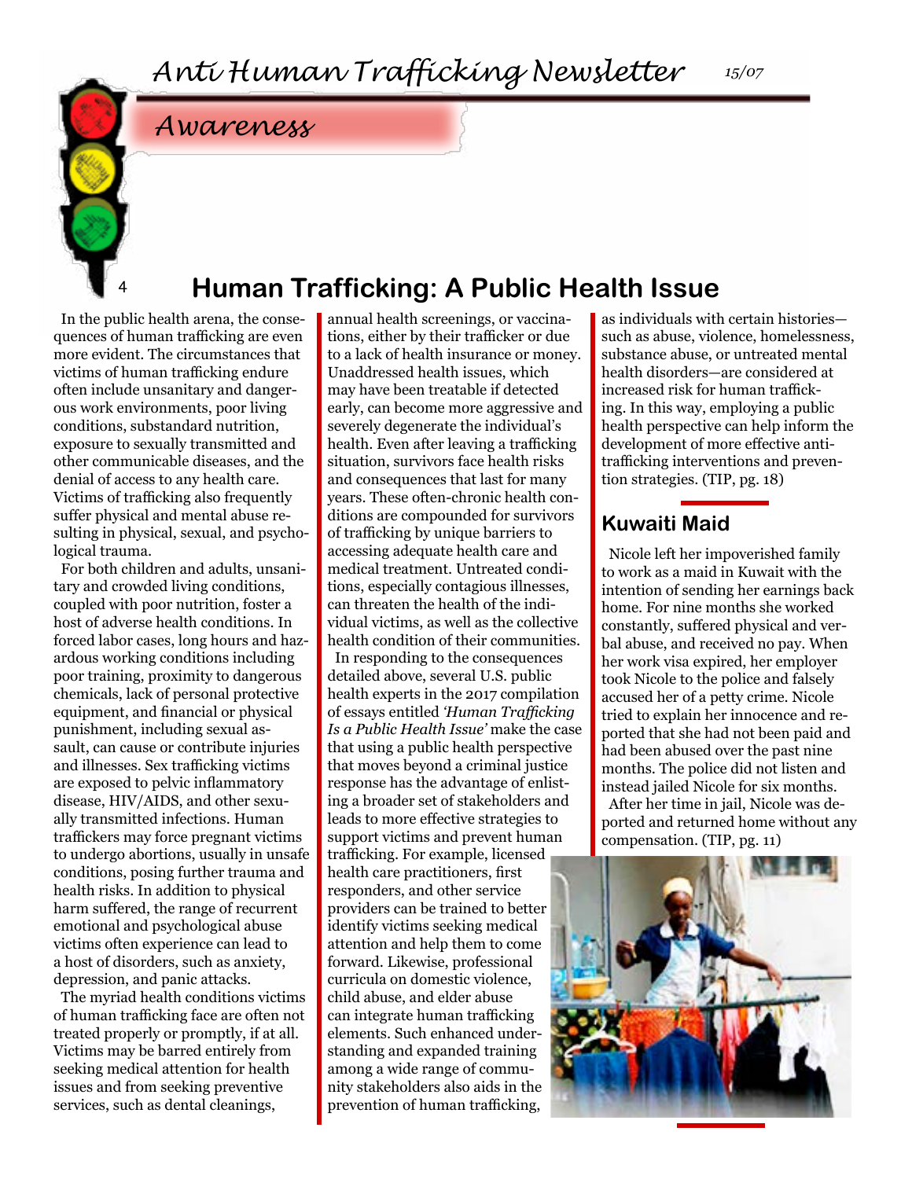# Human Trafficking: A Public Health Issue

In the public health arena, the consequences of human trafficking are even more evident. The circumstances that victims of human trafficking endure often include unsanitary and dangerous work environments, poor living conditions, substandard nutrition, exposure to sexually transmitted and other communicable diseases, and the denial of access to any health care. Victims of trafficking also frequently suffer physical and mental abuse resulting in physical, sexual, and psychological trauma.

For both children and adults, unsanitary and crowded living conditions, coupled with poor nutrition, foster a host of adverse health conditions. In forced labor cases, long hours and hazardous working conditions including poor training, proximity to dangerous chemicals, lack of personal protective equipment, and financial or physical punishment, including sexual assault, can cause or contribute injuries and illnesses. Sex trafficking victims are exposed to pelvic inflammatory disease, HIV/AIDS, and other sexually transmitted infections. Human traffickers may force pregnant victims to undergo abortions, usually in unsafe conditions, posing further trauma and health risks. In addition to physical harm suffered, the range of recurrent emotional and psychological abuse victims often experience can lead to a host of disorders, such as anxiety, depression, and panic attacks.

The myriad health conditions victims of human trafficking face are often not treated properly or promptly, if at all. Victims may be barred entirely from seeking medical attention for health issues and from seeking preventive services, such as dental cleanings, annual health screenings, or vaccinations, either by their trafficker or due to a lack of health insurance or money. Unaddressed health issues, which may have been treatable if detected early, can become more aggressive and severely degenerate the individual's health. Even after leaving a trafficking situation, survivors face health risks and consequences that last for many years. These often-chronic health conditions are compounded for survivors of trafficking by unique barriers to accessing adequate health care and medical treatment. Untreated conditions, especially contagious illnesses, can threaten the health of the individual victims, as well as the collective health condition of their communities.

In responding to the consequences detailed above, several U.S. public health experts in the 2017 compilation of essays entitled *'Human Trafficking Is a Public Health Issue'* make the case that using a public health perspective that moves beyond a criminal justice response has the advantage of enlisting a broader set of stakeholders and leads to more effective strategies to support victims and prevent human trafficking. For example, licensed health care practitioners, first responders, and other service providers can be trained to better identify victims seeking medical attention and help them to come forward. Likewise, professional curricula on domestic violence, child abuse, and elder abuse can integrate human trafficking elements. Such enhanced understanding and expanded training among a wide range of community stakeholders also aids in the prevention of human trafficking, as individuals with certain histories—such as abuse, violence, homelessness, substance abuse, or untreated mental health disorders—are considered at increased risk for human trafficking. In this way, employing a public health perspective can help inform the development of more effective anti-trafficking interventions and prevention strategies. (TIP, pg. 18)

## Kuwaiti Maid

Nicole left her impoverished family to work as a maid in Kuwait with the intention of sending her earnings back home. For nine months she worked constantly, suffered physical and verbal abuse, and received no pay. When her work visa expired, her employer took Nicole to the police and falsely accused her of a petty crime. Nicole tried to explain her innocence and reported that she had not been paid and had been abused over the past nine months. The police did not listen and instead jailed Nicole for six months.

After her time in jail, Nicole was deported and returned home without any compensation. (TIP, pg. 11)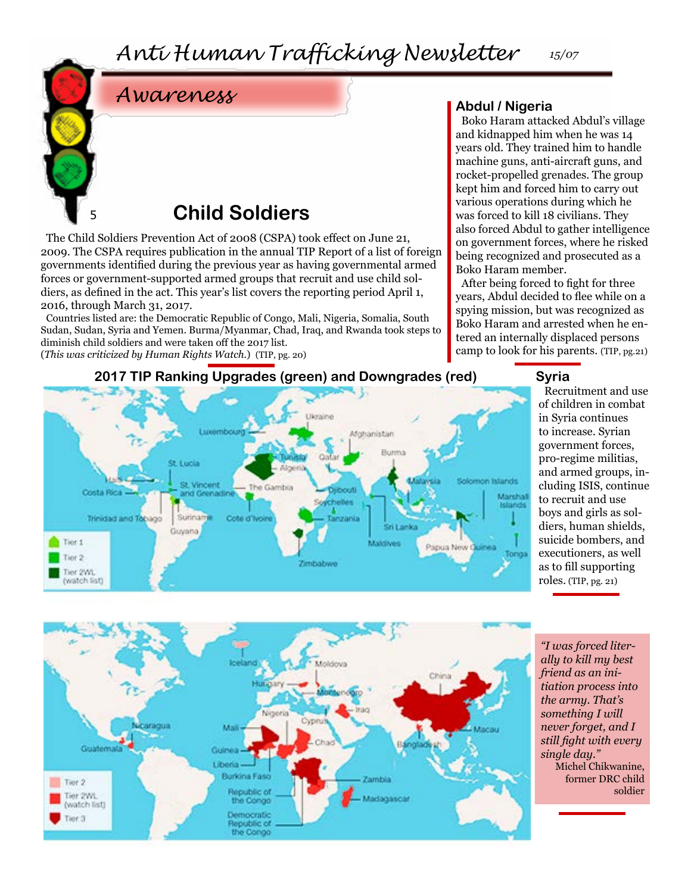# Anti Human Trafficking Newsletter

15/07

## Awareness

## Child Soldiers

The Child Soldiers Prevention Act of 2008 (CSPA) took effect on June 21, 2009. The CSPA requires publication in the annual TIP Report of a list of foreign governments identified during the previous year as having governmental armed forces or government-supported armed groups that recruit and use child soldiers, as defined in the act. This year's list covers the reporting period April 1, 2016, through March 31, 2017.

Countries listed are: the Democratic Republic of Congo, Mali, Nigeria, Somalia, South Sudan, Sudan, Syria and Yemen. Burma/Myanmar, Chad, Iraq, and Rwanda took steps to diminish child soldiers and were taken off the 2017 list. (*This was criticized by Human Rights Watch.*) (TIP, pg. 20)

### Abdul / Nigeria

Boko Haram attacked Abdul's village and kidnapped him when he was 14 years old. They trained him to handle machine guns, anti-aircraft guns, and rocket-propelled grenades. The group kept him and forced him to carry out various operations during which he was forced to kill 18 civilians. They also forced Abdul to gather intelligence on government forces, where he risked being recognized and prosecuted as a Boko Haram member.

After being forced to fight for three years, Abdul decided to flee while on a spying mission, but was recognized as Boko Haram and arrested when he entered an internally displaced persons camp to look for his parents. (TIP, pg.21)

### 2017 TIP Ranking Upgrades (green) and Downgrades (red)

Upgrades (legend: Tier 1, Tier 2, Tier 2WL (watch list)): Luxembourg, Ukraine, Afghanistan, Tunisia, Algeria, Qatar, Burma, St. Lucia, Haiti, Costa Rica, St. Vincent and Grenadine, The Gambia, Djibouti, Seychelles, Malaysia, Solomon Islands, Marshall Islands, Trinidad and Tobago, Suriname, Guyana, Cote d'Ivoire, Tanzania, Sri Lanka, Maldives, Papua New Guinea, Tonga, Zimbabwe

Downgrades (legend: Tier 2, Tier 2WL (watch list), Tier 3): Iceland, Moldova, Hungary, Montenegro, China, Nicaragua, Nigeria, Cyprus, Iraq, Guatemala, Mali, Chad, Macau, Bangladesh, Guinea, Liberia, Burkina Faso, Zambia, Republic of the Congo, Madagascar, Democratic Republic of the Congo

### Syria

Recruitment and use of children in combat in Syria continues to increase. Syrian government forces, pro-regime militias, and armed groups, including ISIS, continue to recruit and use boys and girls as soldiers, human shields, suicide bombers, and executioners, as well as to fill supporting roles. (TIP, pg. 21)

*"I was forced literally to kill my best friend as an initiation process into the army. That's something I will never forget, and I still fight with every single day."*
Michel Chikwanine, former DRC child soldier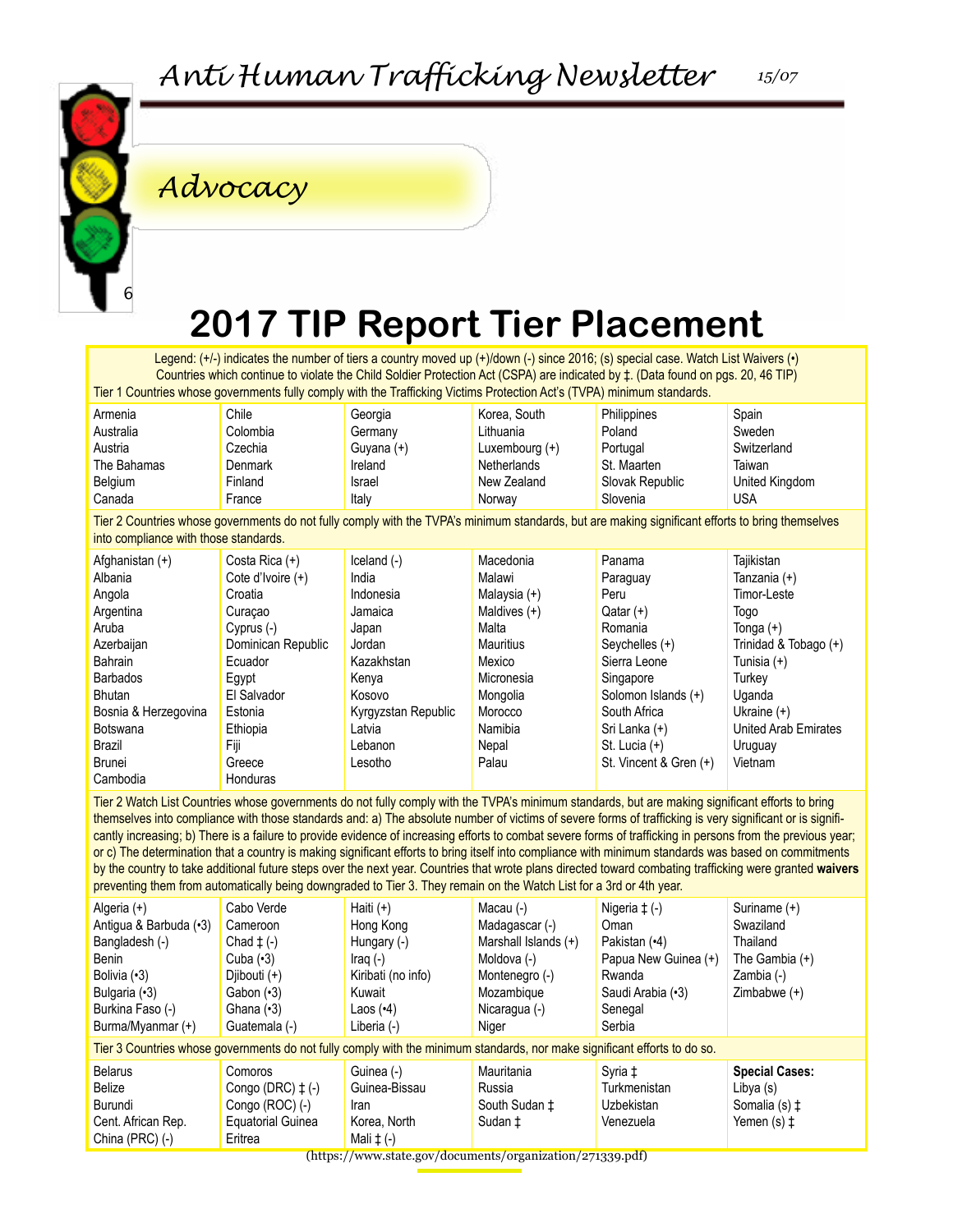## Advocacy

# 2017 TIP Report Tier Placement

Legend: (+/-) indicates the number of tiers a country moved up (+)/down (-) since 2016; (s) special case. Watch List Waivers (•)
Countries which continue to violate the Child Soldier Protection Act (CSPA) are indicated by ‡. (Data found on pgs. 20, 46 TIP)

**Tier 1** Countries whose governments fully comply with the Trafficking Victims Protection Act's (TVPA) minimum standards.

| | | | | | |
|---|---|---|---|---|---|
| Armenia | Chile | Georgia | Korea, South | Philippines | Spain |
| Australia | Colombia | Germany | Lithuania | Poland | Sweden |
| Austria | Czechia | Guyana (+) | Luxembourg (+) | Portugal | Switzerland |
| The Bahamas | Denmark | Ireland | Netherlands | St. Maarten | Taiwan |
| Belgium | Finland | Israel | New Zealand | Slovak Republic | United Kingdom |
| Canada | France | Italy | Norway | Slovenia | USA |

**Tier 2** Countries whose governments do not fully comply with the TVPA's minimum standards, but are making significant efforts to bring themselves into compliance with those standards.

| | | | | | |
|---|---|---|---|---|---|
| Afghanistan (+) | Costa Rica (+) | Iceland (-) | Macedonia | Panama | Tajikistan |
| Albania | Cote d'Ivoire (+) | India | Malawi | Paraguay | Tanzania (+) |
| Angola | Croatia | Indonesia | Malaysia (+) | Peru | Timor-Leste |
| Argentina | Curaçao | Jamaica | Maldives (+) | Qatar (+) | Togo |
| Aruba | Cyprus (-) | Japan | Malta | Romania | Tonga (+) |
| Azerbaijan | Dominican Republic | Jordan | Mauritius | Seychelles (+) | Trinidad & Tobago (+) |
| Bahrain | Ecuador | Kazakhstan | Mexico | Sierra Leone | Tunisia (+) |
| Barbados | Egypt | Kenya | Micronesia | Singapore | Turkey |
| Bhutan | El Salvador | Kosovo | Mongolia | Solomon Islands (+) | Uganda |
| Bosnia & Herzegovina | Estonia | Kyrgyzstan Republic | Morocco | South Africa | Ukraine (+) |
| Botswana | Ethiopia | Latvia | Namibia | Sri Lanka (+) | United Arab Emirates |
| Brazil | Fiji | Lebanon | Nepal | St. Lucia (+) | Uruguay |
| Brunei | Greece | Lesotho | Palau | St. Vincent & Gren (+) | Vietnam |
| Cambodia | Honduras | | | | |

**Tier 2 Watch List** Countries whose governments do not fully comply with the TVPA's minimum standards, but are making significant efforts to bring themselves into compliance with those standards and: a) The absolute number of victims of severe forms of trafficking is very significant or is significantly increasing; b) There is a failure to provide evidence of increasing efforts to combat severe forms of trafficking in persons from the previous year; or c) The determination that a country is making significant efforts to bring itself into compliance with minimum standards was based on commitments by the country to take additional future steps over the next year. Countries that wrote plans directed toward combating trafficking were granted **waivers** preventing them from automatically being downgraded to Tier 3. They remain on the Watch List for a 3rd or 4th year.

| | | | | | |
|---|---|---|---|---|---|
| Algeria (+) | Cabo Verde | Haiti (+) | Macau (-) | Nigeria ‡ (-) | Suriname (+) |
| Antigua & Barbuda (•3) | Cameroon | Hong Kong | Madagascar (-) | Oman | Swaziland |
| Bangladesh (-) | Chad ‡ (-) | Hungary (-) | Marshall Islands (+) | Pakistan (•4) | Thailand |
| Benin | Cuba (•3) | Iraq (-) | Moldova (-) | Papua New Guinea (+) | The Gambia (+) |
| Bolivia (•3) | Djibouti (+) | Kiribati (no info) | Montenegro (-) | Rwanda | Zambia (-) |
| Bulgaria (•3) | Gabon (•3) | Kuwait | Mozambique | Saudi Arabia (•3) | Zimbabwe (+) |
| Burkina Faso (-) | Ghana (•3) | Laos (•4) | Nicaragua (-) | Senegal | |
| Burma/Myanmar (+) | Guatemala (-) | Liberia (-) | Niger | Serbia | |

**Tier 3** Countries whose governments do not fully comply with the minimum standards, nor make significant efforts to do so.

| | | | | | |
|---|---|---|---|---|---|
| Belarus | Comoros | Guinea (-) | Mauritania | Syria ‡ | **Special Cases:** |
| Belize | Congo (DRC) ‡ (-) | Guinea-Bissau | Russia | Turkmenistan | Libya (s) |
| Burundi | Congo (ROC) (-) | Iran | South Sudan ‡ | Uzbekistan | Somalia (s) ‡ |
| Cent. African Rep. | Equatorial Guinea | Korea, North | Sudan ‡ | Venezuela | Yemen (s) ‡ |
| China (PRC) (-) | Eritrea | Mali ‡ (-) | | | |

(https://www.state.gov/documents/organization/271339.pdf)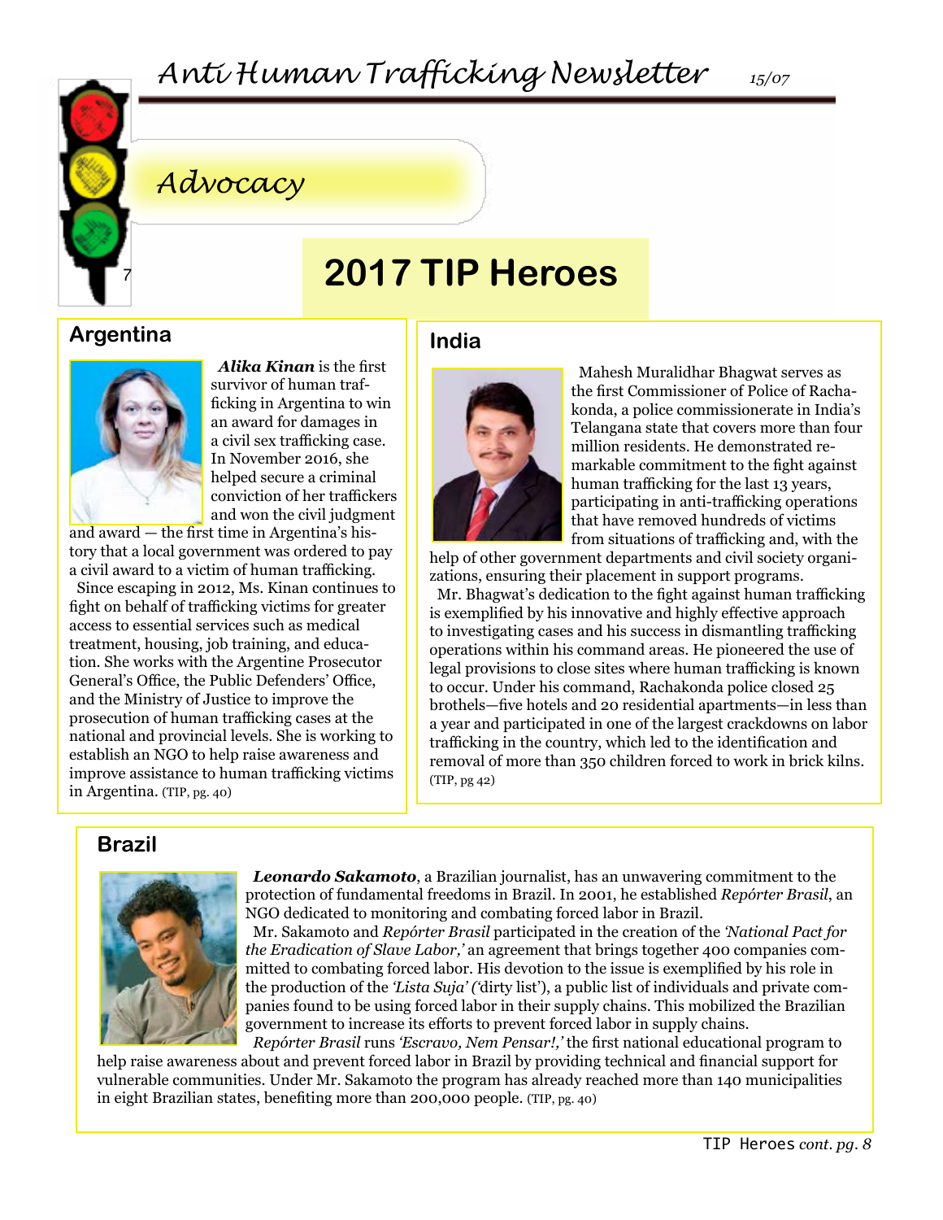# Advocacy

# 2017 TIP Heroes

## Argentina

***Alika Kinan*** is the first survivor of human trafficking in Argentina to win an award for damages in a civil sex trafficking case. In November 2016, she helped secure a criminal conviction of her traffickers and won the civil judgment and award — the first time in Argentina's history that a local government was ordered to pay a civil award to a victim of human trafficking.

Since escaping in 2012, Ms. Kinan continues to fight on behalf of trafficking victims for greater access to essential services such as medical treatment, housing, job training, and education. She works with the Argentine Prosecutor General's Office, the Public Defenders' Office, and the Ministry of Justice to improve the prosecution of human trafficking cases at the national and provincial levels. She is working to establish an NGO to help raise awareness and improve assistance to human trafficking victims in Argentina. (TIP, pg. 40)

## India

Mahesh Muralidhar Bhagwat serves as the first Commissioner of Police of Rachakonda, a police commissionerate in India's Telangana state that covers more than four million residents. He demonstrated remarkable commitment to the fight against human trafficking for the last 13 years, participating in anti-trafficking operations that have removed hundreds of victims from situations of trafficking and, with the help of other government departments and civil society organizations, ensuring their placement in support programs.

Mr. Bhagwat's dedication to the fight against human trafficking is exemplified by his innovative and highly effective approach to investigating cases and his success in dismantling trafficking operations within his command areas. He pioneered the use of legal provisions to close sites where human trafficking is known to occur. Under his command, Rachakonda police closed 25 brothels—five hotels and 20 residential apartments—in less than a year and participated in one of the largest crackdowns on labor trafficking in the country, which led to the identification and removal of more than 350 children forced to work in brick kilns. (TIP, pg 42)

## Brazil

***Leonardo Sakamoto***, a Brazilian journalist, has an unwavering commitment to the protection of fundamental freedoms in Brazil. In 2001, he established *Repórter Brasil*, an NGO dedicated to monitoring and combating forced labor in Brazil.

Mr. Sakamoto and *Repórter Brasil* participated in the creation of the *'National Pact for the Eradication of Slave Labor,'* an agreement that brings together 400 companies committed to combating forced labor. His devotion to the issue is exemplified by his role in the production of the *'Lista Suja'* ('dirty list'), a public list of individuals and private companies found to be using forced labor in their supply chains. This mobilized the Brazilian government to increase its efforts to prevent forced labor in supply chains.

*Repórter Brasil* runs *'Escravo, Nem Pensar!,'* the first national educational program to help raise awareness about and prevent forced labor in Brazil by providing technical and financial support for vulnerable communities. Under Mr. Sakamoto the program has already reached more than 140 municipalities in eight Brazilian states, benefiting more than 200,000 people. (TIP, pg. 40)

TIP Heroes *cont. pg. 8*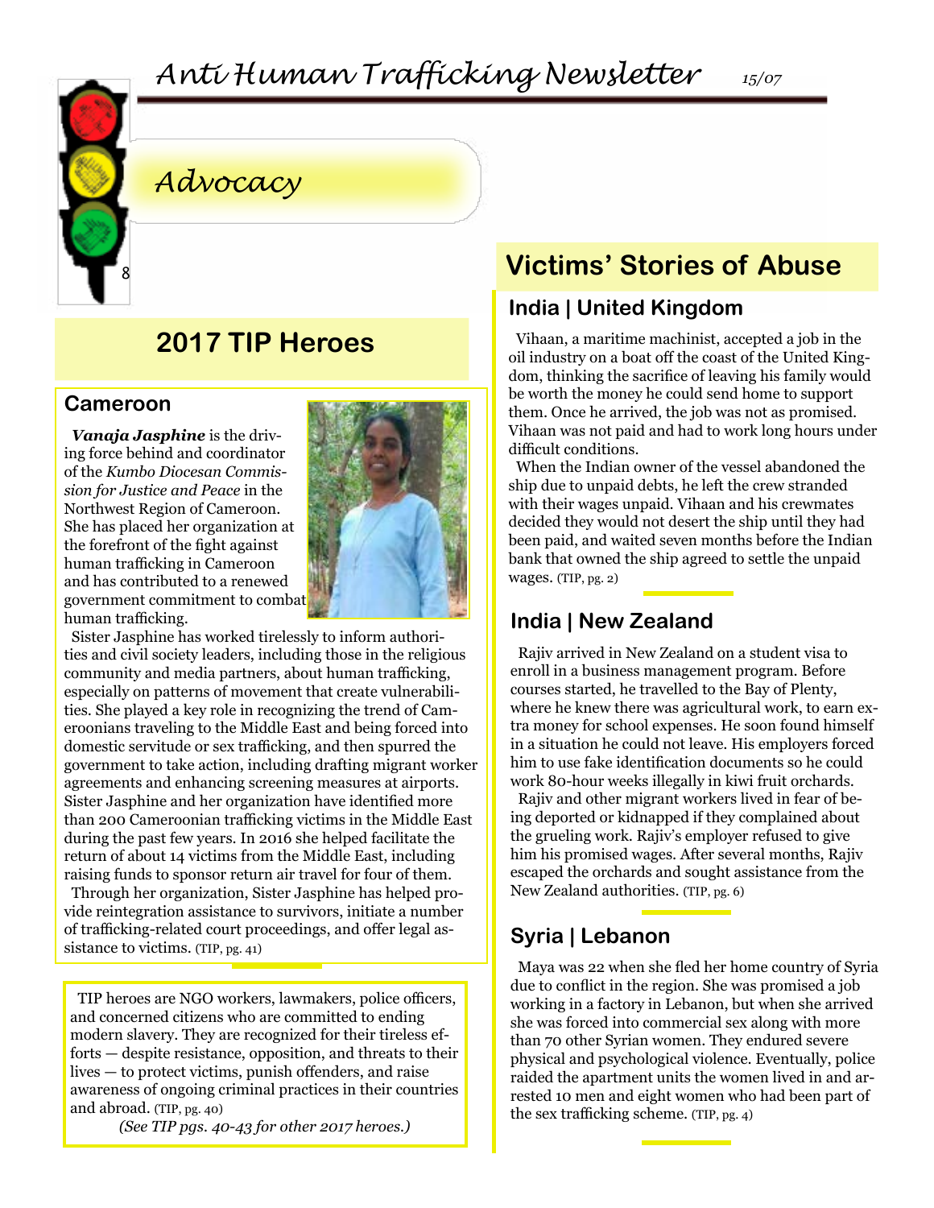# Advocacy

## 2017 TIP Heroes

### Cameroon

***Vanaja Jasphine*** is the driving force behind and coordinator of the *Kumbo Diocesan Commission for Justice and Peace* in the Northwest Region of Cameroon. She has placed her organization at the forefront of the fight against human trafficking in Cameroon and has contributed to a renewed government commitment to combat human trafficking.

Sister Jasphine has worked tirelessly to inform authorities and civil society leaders, including those in the religious community and media partners, about human trafficking, especially on patterns of movement that create vulnerabilities. She played a key role in recognizing the trend of Cameroonians traveling to the Middle East and being forced into domestic servitude or sex trafficking, and then spurred the government to take action, including drafting migrant worker agreements and enhancing screening measures at airports. Sister Jasphine and her organization have identified more than 200 Cameroonian trafficking victims in the Middle East during the past few years. In 2016 she helped facilitate the return of about 14 victims from the Middle East, including raising funds to sponsor return air travel for four of them.

Through her organization, Sister Jasphine has helped provide reintegration assistance to survivors, initiate a number of trafficking-related court proceedings, and offer legal assistance to victims. (TIP, pg. 41)

TIP heroes are NGO workers, lawmakers, police officers, and concerned citizens who are committed to ending modern slavery. They are recognized for their tireless efforts — despite resistance, opposition, and threats to their lives — to protect victims, punish offenders, and raise awareness of ongoing criminal practices in their countries and abroad. (TIP, pg. 40)

*(See TIP pgs. 40-43 for other 2017 heroes.)*

## Victims' Stories of Abuse

### India | United Kingdom

Vihaan, a maritime machinist, accepted a job in the oil industry on a boat off the coast of the United Kingdom, thinking the sacrifice of leaving his family would be worth the money he could send home to support them. Once he arrived, the job was not as promised. Vihaan was not paid and had to work long hours under difficult conditions.

When the Indian owner of the vessel abandoned the ship due to unpaid debts, he left the crew stranded with their wages unpaid. Vihaan and his crewmates decided they would not desert the ship until they had been paid, and waited seven months before the Indian bank that owned the ship agreed to settle the unpaid wages. (TIP, pg. 2)

### India | New Zealand

Rajiv arrived in New Zealand on a student visa to enroll in a business management program. Before courses started, he travelled to the Bay of Plenty, where he knew there was agricultural work, to earn extra money for school expenses. He soon found himself in a situation he could not leave. His employers forced him to use fake identification documents so he could work 80-hour weeks illegally in kiwi fruit orchards.

Rajiv and other migrant workers lived in fear of being deported or kidnapped if they complained about the grueling work. Rajiv's employer refused to give him his promised wages. After several months, Rajiv escaped the orchards and sought assistance from the New Zealand authorities. (TIP, pg. 6)

### Syria | Lebanon

Maya was 22 when she fled her home country of Syria due to conflict in the region. She was promised a job working in a factory in Lebanon, but when she arrived she was forced into commercial sex along with more than 70 other Syrian women. She endured severe physical and psychological violence. Eventually, police raided the apartment units the women lived in and arrested 10 men and eight women who had been part of the sex trafficking scheme. (TIP, pg. 4)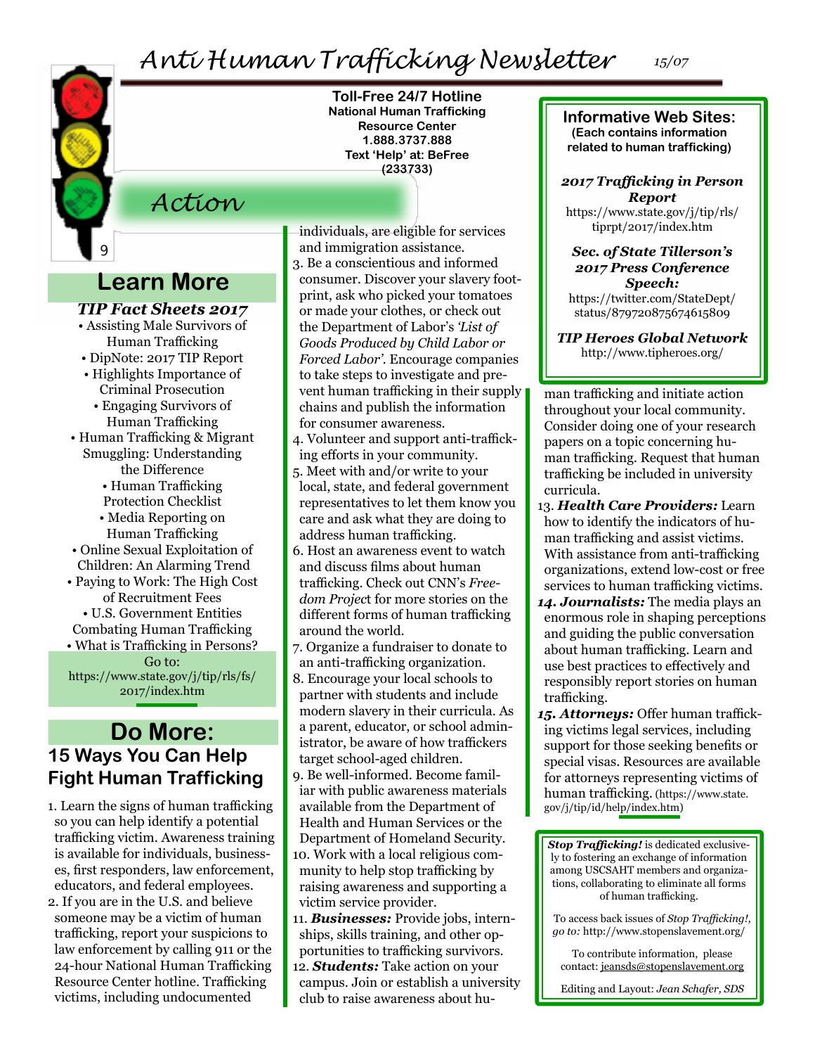# Anti Human Trafficking Newsletter

15/07

**Toll-Free 24/7 Hotline**
**National Human Trafficking Resource Center**
**1.888.3737.888**
**Text 'Help' at: BeFree (233733)**

## Action

## Learn More

### *TIP Fact Sheets 2017*

- Assisting Male Survivors of Human Trafficking
- DipNote: 2017 TIP Report
- Highlights Importance of Criminal Prosecution
- Engaging Survivors of Human Trafficking
- Human Trafficking & Migrant Smuggling: Understanding the Difference
- Human Trafficking Protection Checklist
- Media Reporting on Human Trafficking
- Online Sexual Exploitation of Children: An Alarming Trend
- Paying to Work: The High Cost of Recruitment Fees
- U.S. Government Entities Combating Human Trafficking
- What is Trafficking in Persons?

Go to: https://www.state.gov/j/tip/rls/fs/2017/index.htm

## Do More:

### 15 Ways You Can Help Fight Human Trafficking

1. Learn the signs of human trafficking so you can help identify a potential trafficking victim. Awareness training is available for individuals, businesses, first responders, law enforcement, educators, and federal employees.
2. If you are in the U.S. and believe someone may be a victim of human trafficking, report your suspicions to law enforcement by calling 911 or the 24-hour National Human Trafficking Resource Center hotline. Trafficking victims, including undocumented individuals, are eligible for services and immigration assistance.
3. Be a conscientious and informed consumer. Discover your slavery footprint, ask who picked your tomatoes or made your clothes, or check out the Department of Labor's *'List of Goods Produced by Child Labor or Forced Labor'*. Encourage companies to take steps to investigate and prevent human trafficking in their supply chains and publish the information for consumer awareness.
4. Volunteer and support anti-trafficking efforts in your community.
5. Meet with and/or write to your local, state, and federal government representatives to let them know you care and ask what they are doing to address human trafficking.
6. Host an awareness event to watch and discuss films about human trafficking. Check out CNN's *Freedom Project* for more stories on the different forms of human trafficking around the world.
7. Organize a fundraiser to donate to an anti-trafficking organization.
8. Encourage your local schools to partner with students and include modern slavery in their curricula. As a parent, educator, or school administrator, be aware of how traffickers target school-aged children.
9. Be well-informed. Become familiar with public awareness materials available from the Department of Health and Human Services or the Department of Homeland Security.
10. Work with a local religious community to help stop trafficking by raising awareness and supporting a victim service provider.
11. ***Businesses:*** Provide jobs, internships, skills training, and other opportunities to trafficking survivors.
12. ***Students:*** Take action on your campus. Join or establish a university club to raise awareness about human trafficking and initiate action throughout your local community. Consider doing one of your research papers on a topic concerning human trafficking. Request that human trafficking be included in university curricula.
13. ***Health Care Providers:*** Learn how to identify the indicators of human trafficking and assist victims. With assistance from anti-trafficking organizations, extend low-cost or free services to human trafficking victims.
14. ***Journalists:*** The media plays an enormous role in shaping perceptions and guiding the public conversation about human trafficking. Learn and use best practices to effectively and responsibly report stories on human trafficking.
15. ***Attorneys:*** Offer human trafficking victims legal services, including support for those seeking benefits or special visas. Resources are available for attorneys representing victims of human trafficking. (https://www.state.gov/j/tip/id/help/index.htm)

## Informative Web Sites:

**(Each contains information related to human trafficking)**

***2017 Trafficking in Person Report***
https://www.state.gov/j/tip/rls/tiprpt/2017/index.htm

***Sec. of State Tillerson's 2017 Press Conference Speech:***
https://twitter.com/StateDept/status/879720875674615809

***TIP Heroes Global Network***
http://www.tipheroes.org/

***Stop Trafficking!*** is dedicated exclusively to fostering an exchange of information among USCSAHT members and organizations, collaborating to eliminate all forms of human trafficking.

To access back issues of *Stop Trafficking!*, go to: http://www.stopenslavement.org/

To contribute information, please contact: jeansds@stopenslavement.org

Editing and Layout: *Jean Schafer, SDS*